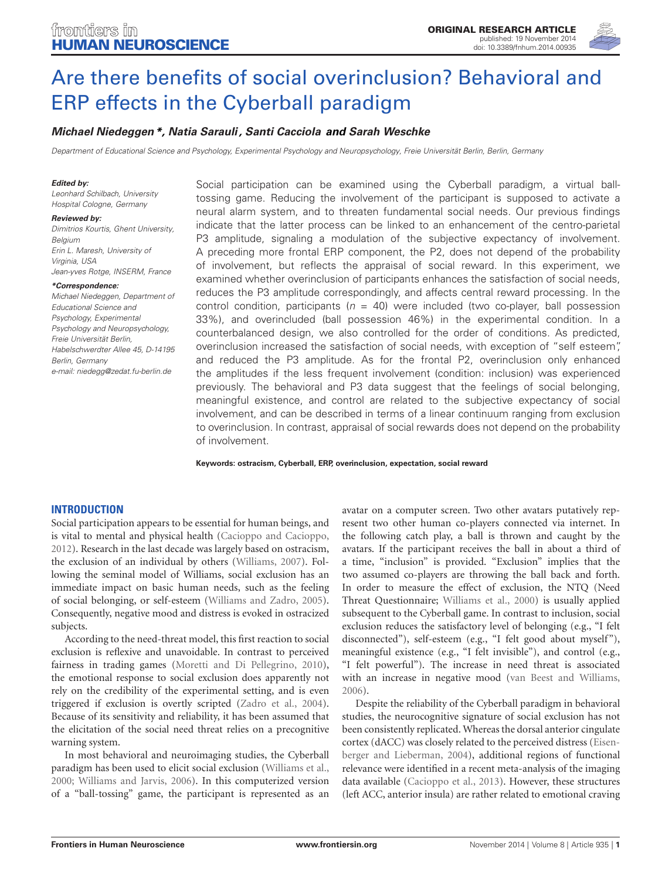# Are there benefits of social overinclusion? Behavioral and ERP effects in the Cyberball paradigm

***Michael Niedeggen\*, Natia Sarauli, Santi Cacciola and Sarah Weschke***

*Department of Educational Science and Psychology, Experimental Psychology and Neuropsychology, Freie Universität Berlin, Berlin, Germany*

***Edited by:***
*Leonhard Schilbach, University Hospital Cologne, Germany*

***Reviewed by:***
*Dimitrios Kourtis, Ghent University, Belgium*
*Erin L. Maresh, University of Virginia, USA*
*Jean-yves Rotge, INSERM, France*

***\*Correspondence:***
*Michael Niedeggen, Department of Educational Science and Psychology, Experimental Psychology and Neuropsychology, Freie Universität Berlin, Habelschwerdter Allee 45, D-14195 Berlin, Germany*
*e-mail: niedegg@zedat.fu-berlin.de*

Social participation can be examined using the Cyberball paradigm, a virtual ball-tossing game. Reducing the involvement of the participant is supposed to activate a neural alarm system, and to threaten fundamental social needs. Our previous findings indicate that the latter process can be linked to an enhancement of the centro-parietal P3 amplitude, signaling a modulation of the subjective expectancy of involvement. A preceding more frontal ERP component, the P2, does not depend of the probability of involvement, but reflects the appraisal of social reward. In this experiment, we examined whether overinclusion of participants enhances the satisfaction of social needs, reduces the P3 amplitude correspondingly, and affects central reward processing. In the control condition, participants ($n$ = 40) were included (two co-player, ball possession 33%), and overincluded (ball possession 46%) in the experimental condition. In a counterbalanced design, we also controlled for the order of conditions. As predicted, overinclusion increased the satisfaction of social needs, with exception of "self esteem", and reduced the P3 amplitude. As for the frontal P2, overinclusion only enhanced the amplitudes if the less frequent involvement (condition: inclusion) was experienced previously. The behavioral and P3 data suggest that the feelings of social belonging, meaningful existence, and control are related to the subjective expectancy of social involvement, and can be described in terms of a linear continuum ranging from exclusion to overinclusion. In contrast, appraisal of social rewards does not depend on the probability of involvement.

**Keywords: ostracism, Cyberball, ERP, overinclusion, expectation, social reward**

## INTRODUCTION

Social participation appears to be essential for human beings, and is vital to mental and physical health (Cacioppo and Cacioppo, 2012). Research in the last decade was largely based on ostracism, the exclusion of an individual by others (Williams, 2007). Following the seminal model of Williams, social exclusion has an immediate impact on basic human needs, such as the feeling of social belonging, or self-esteem (Williams and Zadro, 2005). Consequently, negative mood and distress is evoked in ostracized subjects.

According to the need-threat model, this first reaction to social exclusion is reflexive and unavoidable. In contrast to perceived fairness in trading games (Moretti and Di Pellegrino, 2010), the emotional response to social exclusion does apparently not rely on the credibility of the experimental setting, and is even triggered if exclusion is overtly scripted (Zadro et al., 2004). Because of its sensitivity and reliability, it has been assumed that the elicitation of the social need threat relies on a precognitive warning system.

In most behavioral and neuroimaging studies, the Cyberball paradigm has been used to elicit social exclusion (Williams et al., 2000; Williams and Jarvis, 2006). In this computerized version of a "ball-tossing" game, the participant is represented as an avatar on a computer screen. Two other avatars putatively represent two other human co-players connected via internet. In the following catch play, a ball is thrown and caught by the avatars. If the participant receives the ball in about a third of a time, "inclusion" is provided. "Exclusion" implies that the two assumed co-players are throwing the ball back and forth. In order to measure the effect of exclusion, the NTQ (Need Threat Questionnaire; Williams et al., 2000) is usually applied subsequent to the Cyberball game. In contrast to inclusion, social exclusion reduces the satisfactory level of belonging (e.g., "I felt disconnected"), self-esteem (e.g., "I felt good about myself"), meaningful existence (e.g., "I felt invisible"), and control (e.g., "I felt powerful"). The increase in need threat is associated with an increase in negative mood (van Beest and Williams, 2006).

Despite the reliability of the Cyberball paradigm in behavioral studies, the neurocognitive signature of social exclusion has not been consistently replicated. Whereas the dorsal anterior cingulate cortex (dACC) was closely related to the perceived distress (Eisenberger and Lieberman, 2004), additional regions of functional relevance were identified in a recent meta-analysis of the imaging data available (Cacioppo et al., 2013). However, these structures (left ACC, anterior insula) are rather related to emotional craving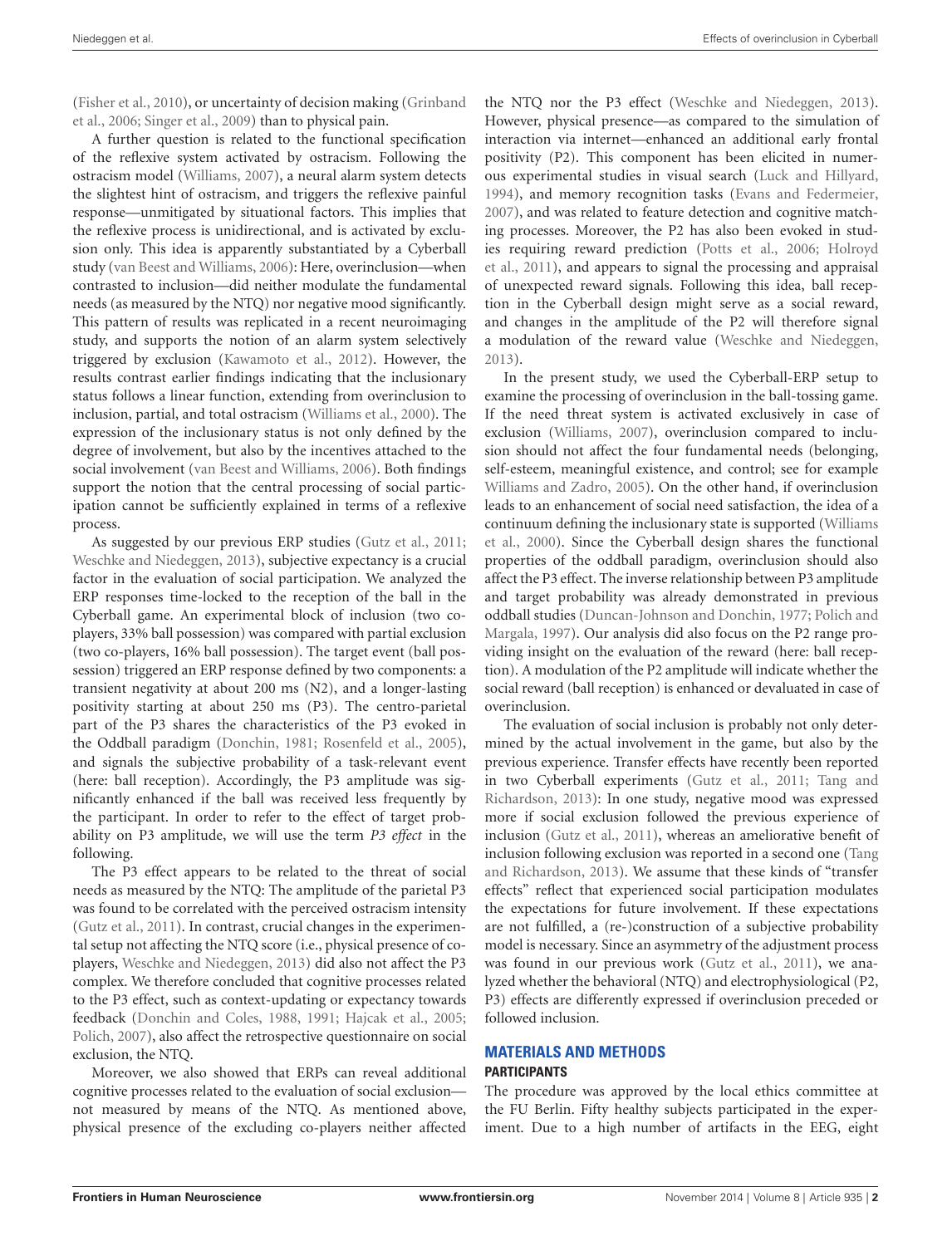(Fisher et al., 2010), or uncertainty of decision making (Grinband et al., 2006; Singer et al., 2009) than to physical pain.

A further question is related to the functional specification of the reflexive system activated by ostracism. Following the ostracism model (Williams, 2007), a neural alarm system detects the slightest hint of ostracism, and triggers the reflexive painful response—unmitigated by situational factors. This implies that the reflexive process is unidirectional, and is activated by exclusion only. This idea is apparently substantiated by a Cyberball study (van Beest and Williams, 2006): Here, overinclusion—when contrasted to inclusion—did neither modulate the fundamental needs (as measured by the NTQ) nor negative mood significantly. This pattern of results was replicated in a recent neuroimaging study, and supports the notion of an alarm system selectively triggered by exclusion (Kawamoto et al., 2012). However, the results contrast earlier findings indicating that the inclusionary status follows a linear function, extending from overinclusion to inclusion, partial, and total ostracism (Williams et al., 2000). The expression of the inclusionary status is not only defined by the degree of involvement, but also by the incentives attached to the social involvement (van Beest and Williams, 2006). Both findings support the notion that the central processing of social participation cannot be sufficiently explained in terms of a reflexive process.

As suggested by our previous ERP studies (Gutz et al., 2011; Weschke and Niedeggen, 2013), subjective expectancy is a crucial factor in the evaluation of social participation. We analyzed the ERP responses time-locked to the reception of the ball in the Cyberball game. An experimental block of inclusion (two co-players, 33% ball possession) was compared with partial exclusion (two co-players, 16% ball possession). The target event (ball possession) triggered an ERP response defined by two components: a transient negativity at about 200 ms (N2), and a longer-lasting positivity starting at about 250 ms (P3). The centro-parietal part of the P3 shares the characteristics of the P3 evoked in the Oddball paradigm (Donchin, 1981; Rosenfeld et al., 2005), and signals the subjective probability of a task-relevant event (here: ball reception). Accordingly, the P3 amplitude was significantly enhanced if the ball was received less frequently by the participant. In order to refer to the effect of target probability on P3 amplitude, we will use the term *P3 effect* in the following.

The P3 effect appears to be related to the threat of social needs as measured by the NTQ: The amplitude of the parietal P3 was found to be correlated with the perceived ostracism intensity (Gutz et al., 2011). In contrast, crucial changes in the experimental setup not affecting the NTQ score (i.e., physical presence of co-players, Weschke and Niedeggen, 2013) did also not affect the P3 complex. We therefore concluded that cognitive processes related to the P3 effect, such as context-updating or expectancy towards feedback (Donchin and Coles, 1988, 1991; Hajcak et al., 2005; Polich, 2007), also affect the retrospective questionnaire on social exclusion, the NTQ.

Moreover, we also showed that ERPs can reveal additional cognitive processes related to the evaluation of social exclusion—not measured by means of the NTQ. As mentioned above, physical presence of the excluding co-players neither affected the NTQ nor the P3 effect (Weschke and Niedeggen, 2013). However, physical presence—as compared to the simulation of interaction via internet—enhanced an additional early frontal positivity (P2). This component has been elicited in numerous experimental studies in visual search (Luck and Hillyard, 1994), and memory recognition tasks (Evans and Federmeier, 2007), and was related to feature detection and cognitive matching processes. Moreover, the P2 has also been evoked in studies requiring reward prediction (Potts et al., 2006; Holroyd et al., 2011), and appears to signal the processing and appraisal of unexpected reward signals. Following this idea, ball reception in the Cyberball design might serve as a social reward, and changes in the amplitude of the P2 will therefore signal a modulation of the reward value (Weschke and Niedeggen, 2013).

In the present study, we used the Cyberball-ERP setup to examine the processing of overinclusion in the ball-tossing game. If the need threat system is activated exclusively in case of exclusion (Williams, 2007), overinclusion compared to inclusion should not affect the four fundamental needs (belonging, self-esteem, meaningful existence, and control; see for example Williams and Zadro, 2005). On the other hand, if overinclusion leads to an enhancement of social need satisfaction, the idea of a continuum defining the inclusionary state is supported (Williams et al., 2000). Since the Cyberball design shares the functional properties of the oddball paradigm, overinclusion should also affect the P3 effect. The inverse relationship between P3 amplitude and target probability was already demonstrated in previous oddball studies (Duncan-Johnson and Donchin, 1977; Polich and Margala, 1997). Our analysis did also focus on the P2 range providing insight on the evaluation of the reward (here: ball reception). A modulation of the P2 amplitude will indicate whether the social reward (ball reception) is enhanced or devaluated in case of overinclusion.

The evaluation of social inclusion is probably not only determined by the actual involvement in the game, but also by the previous experience. Transfer effects have recently been reported in two Cyberball experiments (Gutz et al., 2011; Tang and Richardson, 2013): In one study, negative mood was expressed more if social exclusion followed the previous experience of inclusion (Gutz et al., 2011), whereas an ameliorative benefit of inclusion following exclusion was reported in a second one (Tang and Richardson, 2013). We assume that these kinds of "transfer effects" reflect that experienced social participation modulates the expectations for future involvement. If these expectations are not fulfilled, a (re-)construction of a subjective probability model is necessary. Since an asymmetry of the adjustment process was found in our previous work (Gutz et al., 2011), we analyzed whether the behavioral (NTQ) and electrophysiological (P2, P3) effects are differently expressed if overinclusion preceded or followed inclusion.

## MATERIALS AND METHODS

### PARTICIPANTS

The procedure was approved by the local ethics committee at the FU Berlin. Fifty healthy subjects participated in the experiment. Due to a high number of artifacts in the EEG, eight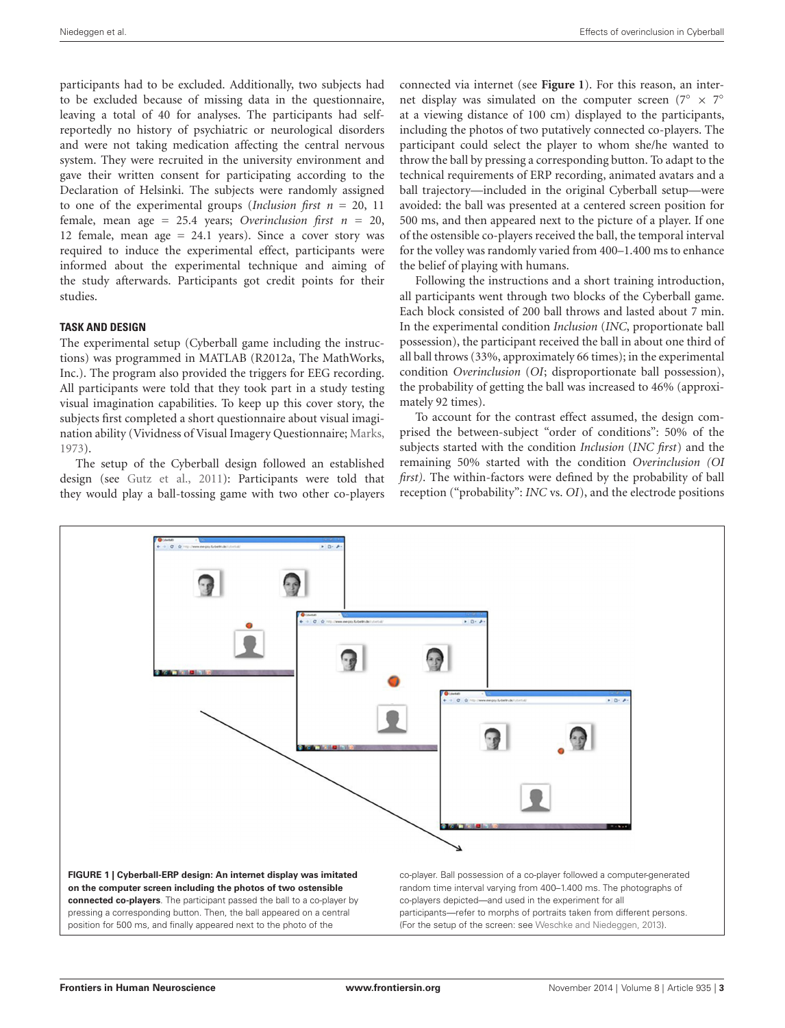participants had to be excluded. Additionally, two subjects had to be excluded because of missing data in the questionnaire, leaving a total of 40 for analyses. The participants had self-reportedly no history of psychiatric or neurological disorders and were not taking medication affecting the central nervous system. They were recruited in the university environment and gave their written consent for participating according to the Declaration of Helsinki. The subjects were randomly assigned to one of the experimental groups (*Inclusion first* $n = 20$, 11 female, mean age = 25.4 years; *Overinclusion first* $n = 20$, 12 female, mean age = 24.1 years). Since a cover story was required to induce the experimental effect, participants were informed about the experimental technique and aiming of the study afterwards. Participants got credit points for their studies.

### TASK AND DESIGN

The experimental setup (Cyberball game including the instructions) was programmed in MATLAB (R2012a, The MathWorks, Inc.). The program also provided the triggers for EEG recording. All participants were told that they took part in a study testing visual imagination capabilities. To keep up this cover story, the subjects first completed a short questionnaire about visual imagination ability (Vividness of Visual Imagery Questionnaire; Marks, 1973).

The setup of the Cyberball design followed an established design (see Gutz et al., 2011): Participants were told that they would play a ball-tossing game with two other co-players connected via internet (see **Figure 1**). For this reason, an internet display was simulated on the computer screen (7° × 7° at a viewing distance of 100 cm) displayed to the participants, including the photos of two putatively connected co-players. The participant could select the player to whom she/he wanted to throw the ball by pressing a corresponding button. To adapt to the technical requirements of ERP recording, animated avatars and a ball trajectory—included in the original Cyberball setup—were avoided: the ball was presented at a centered screen position for 500 ms, and then appeared next to the picture of a player. If one of the ostensible co-players received the ball, the temporal interval for the volley was randomly varied from 400–1.400 ms to enhance the belief of playing with humans.

Following the instructions and a short training introduction, all participants went through two blocks of the Cyberball game. Each block consisted of 200 ball throws and lasted about 7 min. In the experimental condition *Inclusion* (*INC*, proportionate ball possession), the participant received the ball in about one third of all ball throws (33%, approximately 66 times); in the experimental condition *Overinclusion* (*OI*; disproportionate ball possession), the probability of getting the ball was increased to 46% (approximately 92 times).

To account for the contrast effect assumed, the design comprised the between-subject "order of conditions": 50% of the subjects started with the condition *Inclusion* (*INC first*) and the remaining 50% started with the condition *Overinclusion (OI first)*. The within-factors were defined by the probability of ball reception ("probability": *INC* vs. *OI*), and the electrode positions

**FIGURE 1 | Cyberball-ERP design: An internet display was imitated on the computer screen including the photos of two ostensible connected co-players**. The participant passed the ball to a co-player by pressing a corresponding button. Then, the ball appeared on a central position for 500 ms, and finally appeared next to the photo of the co-player. Ball possession of a co-player followed a computer-generated random time interval varying from 400–1.400 ms. The photographs of co-players depicted—and used in the experiment for all participants—refer to morphs of portraits taken from different persons. (For the setup of the screen: see Weschke and Niedeggen, 2013).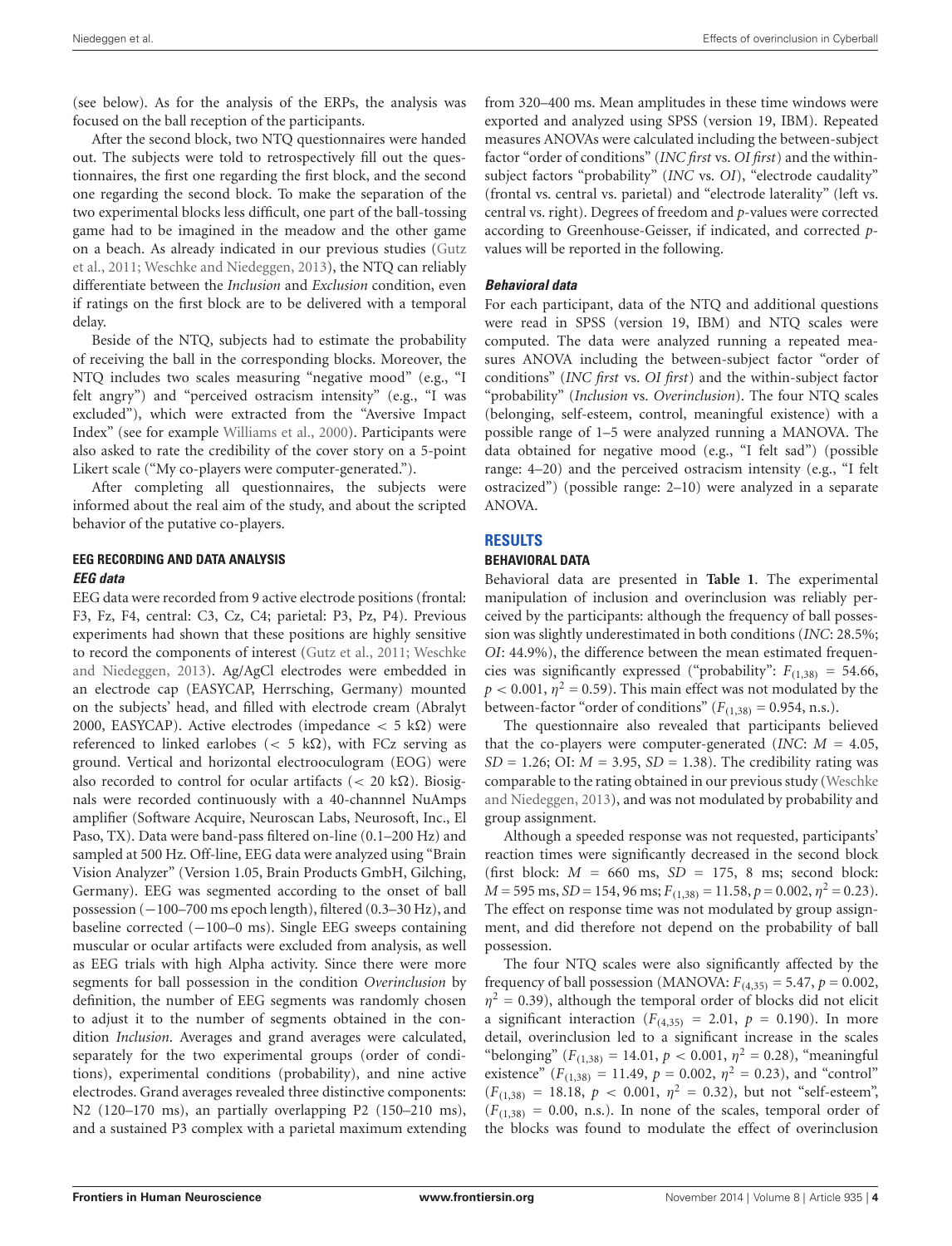(see below). As for the analysis of the ERPs, the analysis was focused on the ball reception of the participants.

After the second block, two NTQ questionnaires were handed out. The subjects were told to retrospectively fill out the questionnaires, the first one regarding the first block, and the second one regarding the second block. To make the separation of the two experimental blocks less difficult, one part of the ball-tossing game had to be imagined in the meadow and the other game on a beach. As already indicated in our previous studies (Gutz et al., 2011; Weschke and Niedeggen, 2013), the NTQ can reliably differentiate between the *Inclusion* and *Exclusion* condition, even if ratings on the first block are to be delivered with a temporal delay.

Beside of the NTQ, subjects had to estimate the probability of receiving the ball in the corresponding blocks. Moreover, the NTQ includes two scales measuring "negative mood" (e.g., "I felt angry") and "perceived ostracism intensity" (e.g., "I was excluded"), which were extracted from the "Aversive Impact Index" (see for example Williams et al., 2000). Participants were also asked to rate the credibility of the cover story on a 5-point Likert scale ("My co-players were computer-generated.").

After completing all questionnaires, the subjects were informed about the real aim of the study, and about the scripted behavior of the putative co-players.

### EEG RECORDING AND DATA ANALYSIS

#### *EEG data*

EEG data were recorded from 9 active electrode positions (frontal: F3, Fz, F4, central: C3, Cz, C4; parietal: P3, Pz, P4). Previous experiments had shown that these positions are highly sensitive to record the components of interest (Gutz et al., 2011; Weschke and Niedeggen, 2013). Ag/AgCl electrodes were embedded in an electrode cap (EASYCAP, Herrsching, Germany) mounted on the subjects' head, and filled with electrode cream (Abralyt 2000, EASYCAP). Active electrodes (impedance $< 5$ kΩ) were referenced to linked earlobes ($< 5$ kΩ), with FCz serving as ground. Vertical and horizontal electrooculogram (EOG) were also recorded to control for ocular artifacts ($< 20$ kΩ). Biosignals were recorded continuously with a 40-channnel NuAmps amplifier (Software Acquire, Neuroscan Labs, Neurosoft, Inc., El Paso, TX). Data were band-pass filtered on-line (0.1–200 Hz) and sampled at 500 Hz. Off-line, EEG data were analyzed using "Brain Vision Analyzer" (Version 1.05, Brain Products GmbH, Gilching, Germany). EEG was segmented according to the onset of ball possession (−100–700 ms epoch length), filtered (0.3–30 Hz), and baseline corrected (−100–0 ms). Single EEG sweeps containing muscular or ocular artifacts were excluded from analysis, as well as EEG trials with high Alpha activity. Since there were more segments for ball possession in the condition *Overinclusion* by definition, the number of EEG segments was randomly chosen to adjust it to the number of segments obtained in the condition *Inclusion*. Averages and grand averages were calculated, separately for the two experimental groups (order of conditions), experimental conditions (probability), and nine active electrodes. Grand averages revealed three distinctive components: N2 (120–170 ms), an partially overlapping P2 (150–210 ms), and a sustained P3 complex with a parietal maximum extending from 320–400 ms. Mean amplitudes in these time windows were exported and analyzed using SPSS (version 19, IBM). Repeated measures ANOVAs were calculated including the between-subject factor "order of conditions" (*INC first* vs. *OI first*) and the within-subject factors "probability" (*INC* vs. *OI*), "electrode caudality" (frontal vs. central vs. parietal) and "electrode laterality" (left vs. central vs. right). Degrees of freedom and *p*-values were corrected according to Greenhouse-Geisser, if indicated, and corrected *p*-values will be reported in the following.

#### *Behavioral data*

For each participant, data of the NTQ and additional questions were read in SPSS (version 19, IBM) and NTQ scales were computed. The data were analyzed running a repeated measures ANOVA including the between-subject factor "order of conditions" (*INC first* vs. *OI first*) and the within-subject factor "probability" (*Inclusion* vs. *Overinclusion*). The four NTQ scales (belonging, self-esteem, control, meaningful existence) with a possible range of 1–5 were analyzed running a MANOVA. The data obtained for negative mood (e.g., "I felt sad") (possible range: 4–20) and the perceived ostracism intensity (e.g., "I felt ostracized") (possible range: 2–10) were analyzed in a separate ANOVA.

## RESULTS

### BEHAVIORAL DATA

Behavioral data are presented in **Table 1**. The experimental manipulation of inclusion and overinclusion was reliably perceived by the participants: although the frequency of ball possession was slightly underestimated in both conditions (*INC*: 28.5%; *OI*: 44.9%), the difference between the mean estimated frequencies was significantly expressed ("probability": $F_{(1,38)} = 54.66$, $p < 0.001$, $\eta^2 = 0.59$). This main effect was not modulated by the between-factor "order of conditions" ($F_{(1,38)} = 0.954$, n.s.).

The questionnaire also revealed that participants believed that the co-players were computer-generated (*INC*: $M = 4.05$, $SD = 1.26$; OI: $M = 3.95$, $SD = 1.38$). The credibility rating was comparable to the rating obtained in our previous study (Weschke and Niedeggen, 2013), and was not modulated by probability and group assignment.

Although a speeded response was not requested, participants' reaction times were significantly decreased in the second block (first block: $M = 660$ ms, $SD = 175, 8$ ms; second block: $M = 595$ ms, $SD = 154, 96$ ms; $F_{(1,38)} = 11.58$, $p = 0.002$, $\eta^2 = 0.23$). The effect on response time was not modulated by group assignment, and did therefore not depend on the probability of ball possession.

The four NTQ scales were also significantly affected by the frequency of ball possession (MANOVA: $F_{(4,35)} = 5.47$, $p = 0.002$, $\eta^2 = 0.39$), although the temporal order of blocks did not elicit a significant interaction ($F_{(4,35)} = 2.01$, $p = 0.190$). In more detail, overinclusion led to a significant increase in the scales "belonging" ($F_{(1,38)} = 14.01$, $p < 0.001$, $\eta^2 = 0.28$), "meaningful existence" ($F_{(1,38)} = 11.49$, $p = 0.002$, $\eta^2 = 0.23$), and "control" ($F_{(1,38)} = 18.18$, $p < 0.001$, $\eta^2 = 0.32$), but not "self-esteem", ($F_{(1,38)} = 0.00$, n.s.). In none of the scales, temporal order of the blocks was found to modulate the effect of overinclusion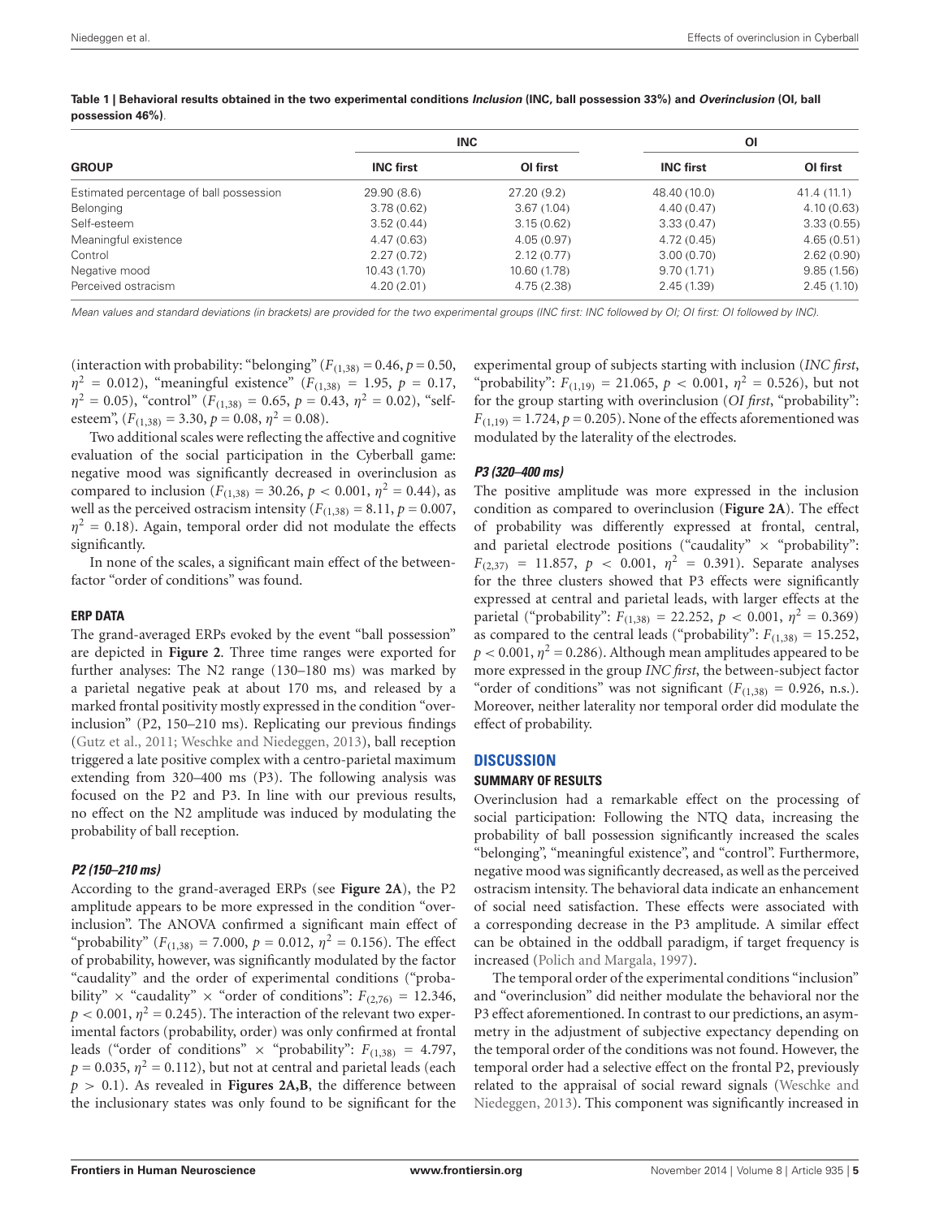**Table 1 | Behavioral results obtained in the two experimental conditions *Inclusion* (INC, ball possession 33%) and *Overinclusion* (OI, ball possession 46%)**.

| GROUP | INC | | OI | |
|---|---|---|---|---|
| | **INC first** | **OI first** | **INC first** | **OI first** |
| Estimated percentage of ball possession | 29.90 (8.6) | 27.20 (9.2) | 48.40 (10.0) | 41.4 (11.1) |
| Belonging | 3.78 (0.62) | 3.67 (1.04) | 4.40 (0.47) | 4.10 (0.63) |
| Self-esteem | 3.52 (0.44) | 3.15 (0.62) | 3.33 (0.47) | 3.33 (0.55) |
| Meaningful existence | 4.47 (0.63) | 4.05 (0.97) | 4.72 (0.45) | 4.65 (0.51) |
| Control | 2.27 (0.72) | 2.12 (0.77) | 3.00 (0.70) | 2.62 (0.90) |
| Negative mood | 10.43 (1.70) | 10.60 (1.78) | 9.70 (1.71) | 9.85 (1.56) |
| Perceived ostracism | 4.20 (2.01) | 4.75 (2.38) | 2.45 (1.39) | 2.45 (1.10) |

*Mean values and standard deviations (in brackets) are provided for the two experimental groups (INC first: INC followed by OI; OI first: OI followed by INC).*

(interaction with probability: "belonging" ($F_{(1,38)} = 0.46$, $p = 0.50$, $\eta^2 = 0.012$), "meaningful existence" ($F_{(1,38)} = 1.95$, $p = 0.17$, $\eta^2 = 0.05$), "control" ($F_{(1,38)} = 0.65$, $p = 0.43$, $\eta^2 = 0.02$), "self-esteem", ($F_{(1,38)} = 3.30$, $p = 0.08$, $\eta^2 = 0.08$).

Two additional scales were reflecting the affective and cognitive evaluation of the social participation in the Cyberball game: negative mood was significantly decreased in overinclusion as compared to inclusion ($F_{(1,38)} = 30.26$, $p < 0.001$, $\eta^2 = 0.44$), as well as the perceived ostracism intensity ($F_{(1,38)} = 8.11$, $p = 0.007$, $\eta^2 = 0.18$). Again, temporal order did not modulate the effects significantly.

In none of the scales, a significant main effect of the between-factor "order of conditions" was found.

### ERP DATA

The grand-averaged ERPs evoked by the event "ball possession" are depicted in **Figure 2**. Three time ranges were exported for further analyses: The N2 range (130–180 ms) was marked by a parietal negative peak at about 170 ms, and released by a marked frontal positivity mostly expressed in the condition "overinclusion" (P2, 150–210 ms). Replicating our previous findings (Gutz et al., 2011; Weschke and Niedeggen, 2013), ball reception triggered a late positive complex with a centro-parietal maximum extending from 320–400 ms (P3). The following analysis was focused on the P2 and P3. In line with our previous results, no effect on the N2 amplitude was induced by modulating the probability of ball reception.

#### *P2 (150–210 ms)*

According to the grand-averaged ERPs (see **Figure 2A**), the P2 amplitude appears to be more expressed in the condition "overinclusion". The ANOVA confirmed a significant main effect of "probability" ($F_{(1,38)} = 7.000$, $p = 0.012$, $\eta^2 = 0.156$). The effect of probability, however, was significantly modulated by the factor "caudality" and the order of experimental conditions ("probability" × "caudality" × "order of conditions": $F_{(2,76)} = 12.346$, $p < 0.001$, $\eta^2 = 0.245$). The interaction of the relevant two experimental factors (probability, order) was only confirmed at frontal leads ("order of conditions" × "probability": $F_{(1,38)} = 4.797$, $p = 0.035$, $\eta^2 = 0.112$), but not at central and parietal leads (each $p > 0.1$). As revealed in **Figures 2A,B**, the difference between the inclusionary states was only found to be significant for the experimental group of subjects starting with inclusion (*INC first*, "probability": $F_{(1,19)} = 21.065$, $p < 0.001$, $\eta^2 = 0.526$), but not for the group starting with overinclusion (*OI first*, "probability": $F_{(1,19)} = 1.724$, $p = 0.205$). None of the effects aforementioned was modulated by the laterality of the electrodes.

#### *P3 (320–400 ms)*

The positive amplitude was more expressed in the inclusion condition as compared to overinclusion (**Figure 2A**). The effect of probability was differently expressed at frontal, central, and parietal electrode positions ("caudality" × "probability": $F_{(2,37)} = 11.857$, $p < 0.001$, $\eta^2 = 0.391$). Separate analyses for the three clusters showed that P3 effects were significantly expressed at central and parietal leads, with larger effects at the parietal ("probability": $F_{(1,38)} = 22.252$, $p < 0.001$, $\eta^2 = 0.369$) as compared to the central leads ("probability": $F_{(1,38)} = 15.252$, $p < 0.001$, $\eta^2 = 0.286$). Although mean amplitudes appeared to be more expressed in the group *INC first*, the between-subject factor "order of conditions" was not significant ($F_{(1,38)} = 0.926$, n.s.). Moreover, neither laterality nor temporal order did modulate the effect of probability.

## DISCUSSION

### SUMMARY OF RESULTS

Overinclusion had a remarkable effect on the processing of social participation: Following the NTQ data, increasing the probability of ball possession significantly increased the scales "belonging", "meaningful existence", and "control". Furthermore, negative mood was significantly decreased, as well as the perceived ostracism intensity. The behavioral data indicate an enhancement of social need satisfaction. These effects were associated with a corresponding decrease in the P3 amplitude. A similar effect can be obtained in the oddball paradigm, if target frequency is increased (Polich and Margala, 1997).

The temporal order of the experimental conditions "inclusion" and "overinclusion" did neither modulate the behavioral nor the P3 effect aforementioned. In contrast to our predictions, an asymmetry in the adjustment of subjective expectancy depending on the temporal order of the conditions was not found. However, the temporal order had a selective effect on the frontal P2, previously related to the appraisal of social reward signals (Weschke and Niedeggen, 2013). This component was significantly increased in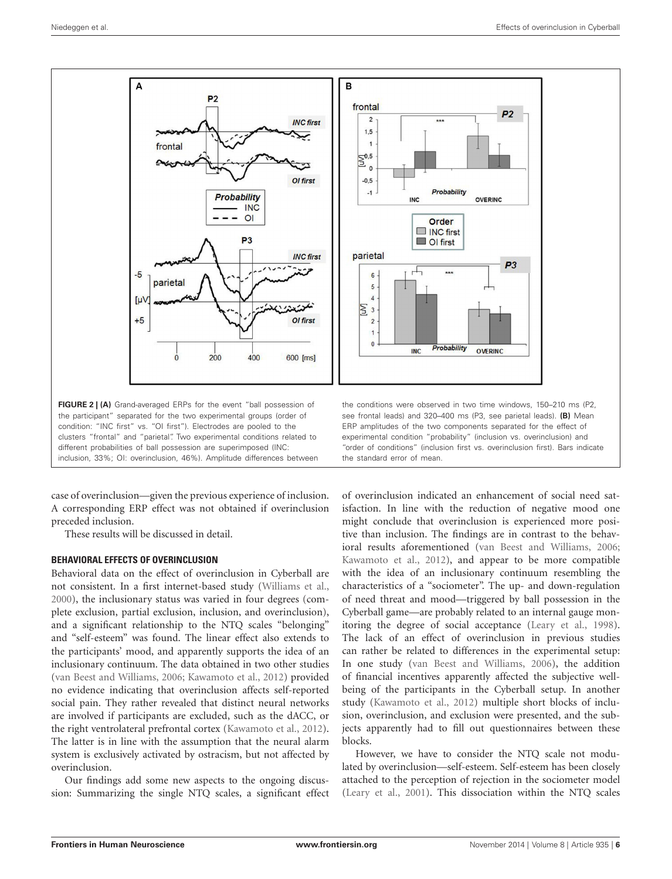**FIGURE 2 | (A)** Grand-averaged ERPs for the event "ball possession of the participant" separated for the two experimental groups (order of condition: "INC first" vs. "OI first"). Electrodes are pooled to the clusters "frontal" and "parietal". Two experimental conditions related to different probabilities of ball possession are superimposed (INC: inclusion, 33%; OI: overinclusion, 46%). Amplitude differences between the conditions were observed in two time windows, 150–210 ms (P2, see frontal leads) and 320–400 ms (P3, see parietal leads). **(B)** Mean ERP amplitudes of the two components separated for the effect of experimental condition "probability" (inclusion vs. overinclusion) and "order of conditions" (inclusion first vs. overinclusion first). Bars indicate the standard error of mean.

case of overinclusion—given the previous experience of inclusion. A corresponding ERP effect was not obtained if overinclusion preceded inclusion.

These results will be discussed in detail.

### BEHAVIORAL EFFECTS OF OVERINCLUSION

Behavioral data on the effect of overinclusion in Cyberball are not consistent. In a first internet-based study (Williams et al., 2000), the inclusionary status was varied in four degrees (complete exclusion, partial exclusion, inclusion, and overinclusion), and a significant relationship to the NTQ scales "belonging" and "self-esteem" was found. The linear effect also extends to the participants' mood, and apparently supports the idea of an inclusionary continuum. The data obtained in two other studies (van Beest and Williams, 2006; Kawamoto et al., 2012) provided no evidence indicating that overinclusion affects self-reported social pain. They rather revealed that distinct neural networks are involved if participants are excluded, such as the dACC, or the right ventrolateral prefrontal cortex (Kawamoto et al., 2012). The latter is in line with the assumption that the neural alarm system is exclusively activated by ostracism, but not affected by overinclusion.

Our findings add some new aspects to the ongoing discussion: Summarizing the single NTQ scales, a significant effect of overinclusion indicated an enhancement of social need satisfaction. In line with the reduction of negative mood one might conclude that overinclusion is experienced more positive than inclusion. The findings are in contrast to the behavioral results aforementioned (van Beest and Williams, 2006; Kawamoto et al., 2012), and appear to be more compatible with the idea of an inclusionary continuum resembling the characteristics of a "sociometer". The up- and down-regulation of need threat and mood—triggered by ball possession in the Cyberball game—are probably related to an internal gauge monitoring the degree of social acceptance (Leary et al., 1998). The lack of an effect of overinclusion in previous studies can rather be related to differences in the experimental setup: In one study (van Beest and Williams, 2006), the addition of financial incentives apparently affected the subjective well-being of the participants in the Cyberball setup. In another study (Kawamoto et al., 2012) multiple short blocks of inclusion, overinclusion, and exclusion were presented, and the subjects apparently had to fill out questionnaires between these blocks.

However, we have to consider the NTQ scale not modulated by overinclusion—self-esteem. Self-esteem has been closely attached to the perception of rejection in the sociometer model (Leary et al., 2001). This dissociation within the NTQ scales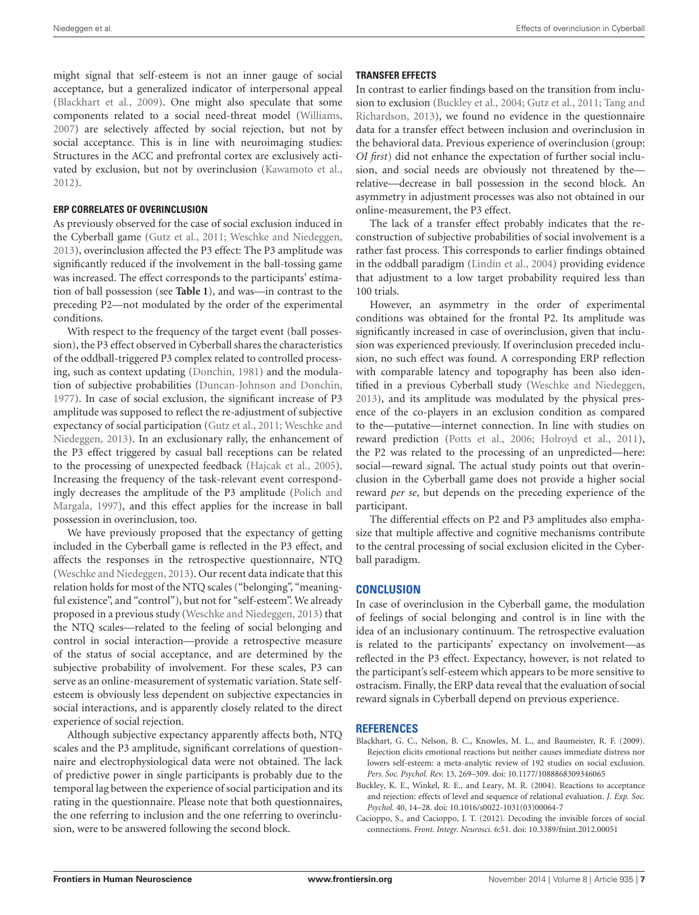might signal that self-esteem is not an inner gauge of social acceptance, but a generalized indicator of interpersonal appeal (Blackhart et al., 2009). One might also speculate that some components related to a social need-threat model (Williams, 2007) are selectively affected by social rejection, but not by social acceptance. This is in line with neuroimaging studies: Structures in the ACC and prefrontal cortex are exclusively activated by exclusion, but not by overinclusion (Kawamoto et al., 2012).

### ERP CORRELATES OF OVERINCLUSION

As previously observed for the case of social exclusion induced in the Cyberball game (Gutz et al., 2011; Weschke and Niedeggen, 2013), overinclusion affected the P3 effect: The P3 amplitude was significantly reduced if the involvement in the ball-tossing game was increased. The effect corresponds to the participants' estimation of ball possession (see **Table 1**), and was—in contrast to the preceding P2—not modulated by the order of the experimental conditions.

With respect to the frequency of the target event (ball possession), the P3 effect observed in Cyberball shares the characteristics of the oddball-triggered P3 complex related to controlled processing, such as context updating (Donchin, 1981) and the modulation of subjective probabilities (Duncan-Johnson and Donchin, 1977). In case of social exclusion, the significant increase of P3 amplitude was supposed to reflect the re-adjustment of subjective expectancy of social participation (Gutz et al., 2011; Weschke and Niedeggen, 2013). In an exclusionary rally, the enhancement of the P3 effect triggered by casual ball receptions can be related to the processing of unexpected feedback (Hajcak et al., 2005). Increasing the frequency of the task-relevant event correspondingly decreases the amplitude of the P3 amplitude (Polich and Margala, 1997), and this effect applies for the increase in ball possession in overinclusion, too.

We have previously proposed that the expectancy of getting included in the Cyberball game is reflected in the P3 effect, and affects the responses in the retrospective questionnaire, NTQ (Weschke and Niedeggen, 2013). Our recent data indicate that this relation holds for most of the NTQ scales ("belonging", "meaningful existence", and "control"), but not for "self-esteem". We already proposed in a previous study (Weschke and Niedeggen, 2013) that the NTQ scales—related to the feeling of social belonging and control in social interaction—provide a retrospective measure of the status of social acceptance, and are determined by the subjective probability of involvement. For these scales, P3 can serve as an online-measurement of systematic variation. State self-esteem is obviously less dependent on subjective expectancies in social interactions, and is apparently closely related to the direct experience of social rejection.

Although subjective expectancy apparently affects both, NTQ scales and the P3 amplitude, significant correlations of questionnaire and electrophysiological data were not obtained. The lack of predictive power in single participants is probably due to the temporal lag between the experience of social participation and its rating in the questionnaire. Please note that both questionnaires, the one referring to inclusion and the one referring to overinclusion, were to be answered following the second block.

### TRANSFER EFFECTS

In contrast to earlier findings based on the transition from inclusion to exclusion (Buckley et al., 2004; Gutz et al., 2011; Tang and Richardson, 2013), we found no evidence in the questionnaire data for a transfer effect between inclusion and overinclusion in the behavioral data. Previous experience of overinclusion (group: *OI first*) did not enhance the expectation of further social inclusion, and social needs are obviously not threatened by the—relative—decrease in ball possession in the second block. An asymmetry in adjustment processes was also not obtained in our online-measurement, the P3 effect.

The lack of a transfer effect probably indicates that the reconstruction of subjective probabilities of social involvement is a rather fast process. This corresponds to earlier findings obtained in the oddball paradigm (Lindín et al., 2004) providing evidence that adjustment to a low target probability required less than 100 trials.

However, an asymmetry in the order of experimental conditions was obtained for the frontal P2. Its amplitude was significantly increased in case of overinclusion, given that inclusion was experienced previously. If overinclusion preceded inclusion, no such effect was found. A corresponding ERP reflection with comparable latency and topography has been also identified in a previous Cyberball study (Weschke and Niedeggen, 2013), and its amplitude was modulated by the physical presence of the co-players in an exclusion condition as compared to the—putative—internet connection. In line with studies on reward prediction (Potts et al., 2006; Holroyd et al., 2011), the P2 was related to the processing of an unpredicted—here: social—reward signal. The actual study points out that overinclusion in the Cyberball game does not provide a higher social reward *per se*, but depends on the preceding experience of the participant.

The differential effects on P2 and P3 amplitudes also emphasize that multiple affective and cognitive mechanisms contribute to the central processing of social exclusion elicited in the Cyberball paradigm.

## CONCLUSION

In case of overinclusion in the Cyberball game, the modulation of feelings of social belonging and control is in line with the idea of an inclusionary continuum. The retrospective evaluation is related to the participants' expectancy on involvement—as reflected in the P3 effect. Expectancy, however, is not related to the participant's self-esteem which appears to be more sensitive to ostracism. Finally, the ERP data reveal that the evaluation of social reward signals in Cyberball depend on previous experience.

## REFERENCES

Blackhart, G. C., Nelson, B. C., Knowles, M. L., and Baumeister, R. F. (2009). Rejection elicits emotional reactions but neither causes immediate distress nor lowers self-esteem: a meta-analytic review of 192 studies on social exclusion. *Pers. Soc. Psychol. Rev.* 13, 269–309. doi: 10.1177/1088868309346065

Buckley, K. E., Winkel, R. E., and Leary, M. R. (2004). Reactions to acceptance and rejection: effects of level and sequence of relational evaluation. *J. Exp. Soc. Psychol.* 40, 14–28. doi: 10.1016/s0022-1031(03)00064-7

Cacioppo, S., and Cacioppo, J. T. (2012). Decoding the invisible forces of social connections. *Front. Integr. Neurosci.* 6:51. doi: 10.3389/fnint.2012.00051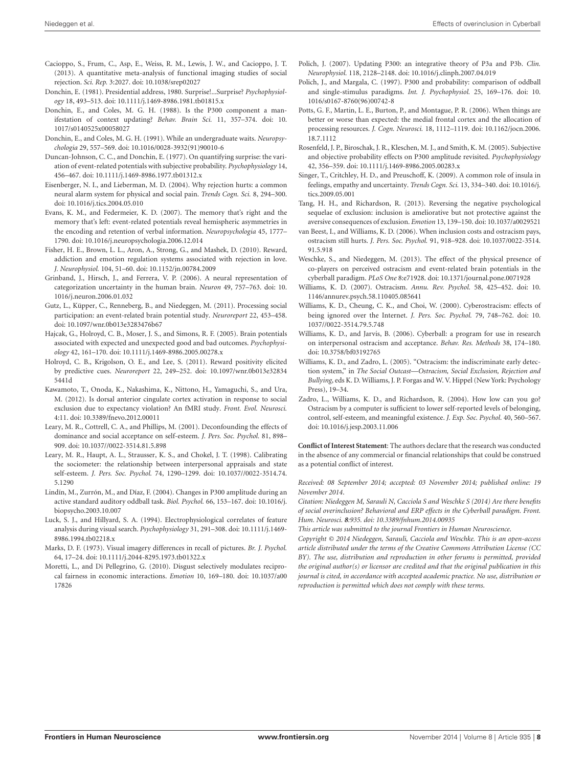Cacioppo, S., Frum, C., Asp, E., Weiss, R. M., Lewis, J. W., and Cacioppo, J. T. (2013). A quantitative meta-analysis of functional imaging studies of social rejection. *Sci. Rep.* 3:2027. doi: 10.1038/srep02027

Donchin, E. (1981). Presidential address, 1980. Surprise!...Surprise? *Psychophysiology* 18, 493–513. doi: 10.1111/j.1469-8986.1981.tb01815.x

Donchin, E., and Coles, M. G. H. (1988). Is the P300 component a manifestation of context updating? *Behav. Brain Sci.* 11, 357–374. doi: 10.1017/s0140525x00058027

Donchin, E., and Coles, M. G. H. (1991). While an undergraduate waits. *Neuropsychologia* 29, 557–569. doi: 10.1016/0028-3932(91)90010-6

Duncan-Johnson, C. C., and Donchin, E. (1977). On quantifying surprise: the variation of event-related potentials with subjective probability. *Psychophysiology* 14, 456–467. doi: 10.1111/j.1469-8986.1977.tb01312.x

Eisenberger, N. I., and Lieberman, M. D. (2004). Why rejection hurts: a common neural alarm system for physical and social pain. *Trends Cogn. Sci.* 8, 294–300. doi: 10.1016/j.tics.2004.05.010

Evans, K. M., and Federmeier, K. D. (2007). The memory that's right and the memory that's left: event-related potentials reveal hemispheric asymmetries in the encoding and retention of verbal information. *Neuropsychologia* 45, 1777–1790. doi: 10.1016/j.neuropsychologia.2006.12.014

Fisher, H. E., Brown, L. L., Aron, A., Strong, G., and Mashek, D. (2010). Reward, addiction and emotion regulation systems associated with rejection in love. *J. Neurophysiol.* 104, 51–60. doi: 10.1152/jn.00784.2009

Grinband, J., Hirsch, J., and Ferrera, V. P. (2006). A neural representation of categorization uncertainty in the human brain. *Neuron* 49, 757–763. doi: 10.1016/j.neuron.2006.01.032

Gutz, L., Küpper, C., Renneberg, B., and Niedeggen, M. (2011). Processing social participation: an event-related brain potential study. *Neuroreport* 22, 453–458. doi: 10.1097/wnr.0b013e3283476b67

Hajcak, G., Holroyd, C. B., Moser, J. S., and Simons, R. F. (2005). Brain potentials associated with expected and unexpected good and bad outcomes. *Psychophysiology* 42, 161–170. doi: 10.1111/j.1469-8986.2005.00278.x

Holroyd, C. B., Krigolson, O. E., and Lee, S. (2011). Reward positivity elicited by predictive cues. *Neuroreport* 22, 249–252. doi: 10.1097/wnr.0b013e328345441d

Kawamoto, T., Onoda, K., Nakashima, K., Nittono, H., Yamaguchi, S., and Ura, M. (2012). Is dorsal anterior cingulate cortex activation in response to social exclusion due to expectancy violation? An fMRI study. *Front. Evol. Neurosci.* 4:11. doi: 10.3389/fnevo.2012.00011

Leary, M. R., Cottrell, C. A., and Phillips, M. (2001). Deconfounding the effects of dominance and social acceptance on self-esteem. *J. Pers. Soc. Psychol.* 81, 898–909. doi: 10.1037//0022-3514.81.5.898

Leary, M. R., Haupt, A. L., Strausser, K. S., and Chokel, J. T. (1998). Calibrating the sociometer: the relationship between interpersonal appraisals and state self-esteem. *J. Pers. Soc. Psychol.* 74, 1290–1299. doi: 10.1037//0022-3514.74.5.1290

Lindín, M., Zurrón, M., and Díaz, F. (2004). Changes in P300 amplitude during an active standard auditory oddball task. *Biol. Psychol.* 66, 153–167. doi: 10.1016/j.biopsycho.2003.10.007

Luck, S. J., and Hillyard, S. A. (1994). Electrophysiological correlates of feature analysis during visual search. *Psychophysiology* 31, 291–308. doi: 10.1111/j.1469-8986.1994.tb02218.x

Marks, D. F. (1973). Visual imagery differences in recall of pictures. *Br. J. Psychol.* 64, 17–24. doi: 10.1111/j.2044-8295.1973.tb01322.x

Moretti, L., and Di Pellegrino, G. (2010). Disgust selectively modulates reciprocal fairness in economic interactions. *Emotion* 10, 169–180. doi: 10.1037/a0017826

Polich, J. (2007). Updating P300: an integrative theory of P3a and P3b. *Clin. Neurophysiol.* 118, 2128–2148. doi: 10.1016/j.clinph.2007.04.019

Polich, J., and Margala, C. (1997). P300 and probability: comparison of oddball and single-stimulus paradigms. *Int. J. Psychophysiol.* 25, 169–176. doi: 10.1016/s0167-8760(96)00742-8

Potts, G. F., Martin, L. E., Burton, P., and Montague, P. R. (2006). When things are better or worse than expected: the medial frontal cortex and the allocation of processing resources. *J. Cogn. Neurosci.* 18, 1112–1119. doi: 10.1162/jocn.2006.18.7.1112

Rosenfeld, J. P., Biroschak, J. R., Kleschen, M. J., and Smith, K. M. (2005). Subjective and objective probability effects on P300 amplitude revisited. *Psychophysiology* 42, 356–359. doi: 10.1111/j.1469-8986.2005.00283.x

Singer, T., Critchley, H. D., and Preuschoff, K. (2009). A common role of insula in feelings, empathy and uncertainty. *Trends Cogn. Sci.* 13, 334–340. doi: 10.1016/j.tics.2009.05.001

Tang, H. H., and Richardson, R. (2013). Reversing the negative psychological sequelae of exclusion: inclusion is ameliorative but not protective against the aversive consequences of exclusion. *Emotion* 13, 139–150. doi: 10.1037/a0029521

van Beest, I., and Williams, K. D. (2006). When inclusion costs and ostracism pays, ostracism still hurts. *J. Pers. Soc. Psychol.* 91, 918–928. doi: 10.1037/0022-3514.91.5.918

Weschke, S., and Niedeggen, M. (2013). The effect of the physical presence of co-players on perceived ostracism and event-related brain potentials in the cyberball paradigm. *PLoS One* 8:e71928. doi: 10.1371/journal.pone.0071928

Williams, K. D. (2007). Ostracism. *Annu. Rev. Psychol.* 58, 425–452. doi: 10.1146/annurev.psych.58.110405.085641

Williams, K. D., Cheung, C. K., and Choi, W. (2000). Cyberostracism: effects of being ignored over the Internet. *J. Pers. Soc. Psychol.* 79, 748–762. doi: 10.1037//0022-3514.79.5.748

Williams, K. D., and Jarvis, B. (2006). Cyberball: a program for use in research on interpersonal ostracism and acceptance. *Behav. Res. Methods* 38, 174–180. doi: 10.3758/bf03192765

Williams, K. D., and Zadro, L. (2005). "Ostracism: the indiscriminate early detection system," in *The Social Outcast—Ostracism, Social Exclusion, Rejection and Bullying*, eds K. D. Williams, J. P. Forgas and W. V. Hippel (New York: Psychology Press), 19–34.

Zadro, L., Williams, K. D., and Richardson, R. (2004). How low can you go? Ostracism by a computer is sufficient to lower self-reported levels of belonging, control, self-esteem, and meaningful existence. *J. Exp. Soc. Psychol.* 40, 560–567. doi: 10.1016/j.jesp.2003.11.006

**Conflict of Interest Statement**: The authors declare that the research was conducted in the absence of any commercial or financial relationships that could be construed as a potential conflict of interest.

*Received: 08 September 2014; accepted: 03 November 2014; published online: 19 November 2014.*

*Citation: Niedeggen M, Sarauli N, Cacciola S and Weschke S (2014) Are there benefits of social overinclusion? Behavioral and ERP effects in the Cyberball paradigm. Front. Hum. Neurosci.* ***8****:935. doi: 10.3389/fnhum.2014.00935*

*This article was submitted to the journal Frontiers in Human Neuroscience.*

*Copyright © 2014 Niedeggen, Sarauli, Cacciola and Weschke. This is an open-access article distributed under the terms of the Creative Commons Attribution License (CC BY). The use, distribution and reproduction in other forums is permitted, provided the original author(s) or licensor are credited and that the original publication in this journal is cited, in accordance with accepted academic practice. No use, distribution or reproduction is permitted which does not comply with these terms.*